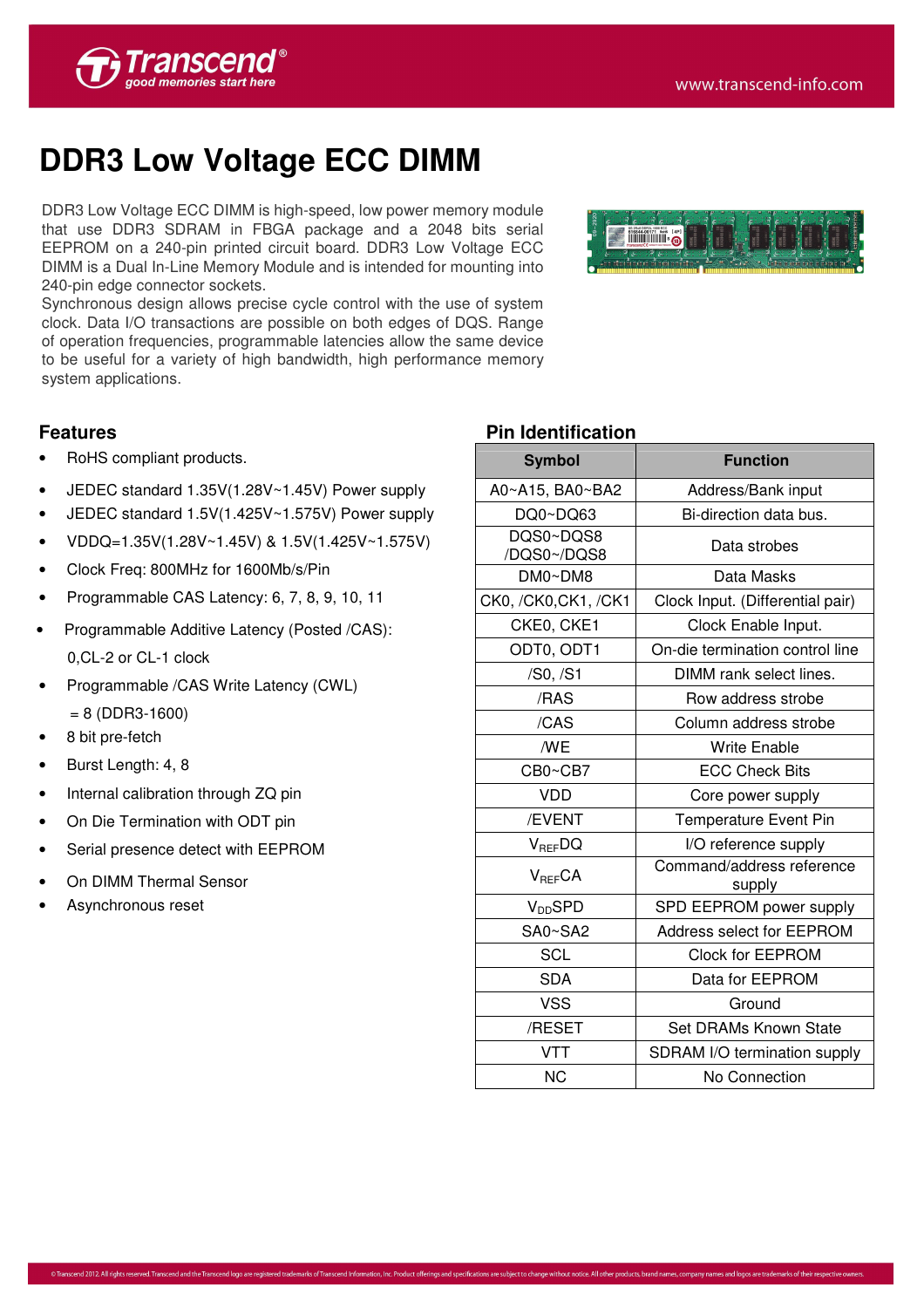# DDR3 Low Voltage ECC DIMM

DDR3 Low Voltage ECC DIMM is high-speed, low power memory module that use DDR3 SDRAM in FBGA package and a 2048 bits serial EEPROM on a 240-pin printed circuit board. DDR3 Low Voltage ECC DIMM is a Dual In-Line Memory Module and is intended for mounting into 240-pin edge connector sockets.

Synchronous design allows precise cycle control with the use of system clock. Data I/O transactions are possible on both edges of DQS. Range of operation frequencies, programmable latencies allow the same device to be useful for a variety of high bandwidth, high performance memory system applications.

## Features

- RoHS compliant products.
- JEDEC standard 1.35V(1.28V~1.45V) Power supply
- JEDEC standard 1.5V(1.425V~1.575V) Power supply
- VDDQ=1.35V(1.28V~1.45V) & 1.5V(1.425V~1.575V)
- Clock Freq: 800MHz for 1600Mb/s/Pin
- Programmable CAS Latency: 6, 7, 8, 9, 10, 11
- Programmable Additive Latency (Posted /CAS): 0,CL-2 or CL-1 clock
- Programmable /CAS Write Latency (CWL) = 8 (DDR3-1600)
- 8 bit pre-fetch
- Burst Length: 4, 8
- Internal calibration through ZQ pin
- On Die Termination with ODT pin
- Serial presence detect with EEPROM
- On DIMM Thermal Sensor
- Asynchronous reset

## Pin Identification

| Symbol | Function |
|---|---|
| A0~A15, BA0~BA2 | Address/Bank input |
| DQ0~DQ63 | Bi-direction data bus. |
| DQS0~DQS8 /DQS0~/DQS8 | Data strobes |
| DM0~DM8 | Data Masks |
| CK0, /CK0,CK1, /CK1 | Clock Input. (Differential pair) |
| CKE0, CKE1 | Clock Enable Input. |
| ODT0, ODT1 | On-die termination control line |
| /S0, /S1 | DIMM rank select lines. |
| /RAS | Row address strobe |
| /CAS | Column address strobe |
| /WE | Write Enable |
| CB0~CB7 | ECC Check Bits |
| VDD | Core power supply |
| /EVENT | Temperature Event Pin |
| $V_{REF}$DQ | I/O reference supply |
| $V_{REF}$CA | Command/address reference supply |
| $V_{DD}$SPD | SPD EEPROM power supply |
| SA0~SA2 | Address select for EEPROM |
| SCL | Clock for EEPROM |
| SDA | Data for EEPROM |
| VSS | Ground |
| /RESET | Set DRAMs Known State |
| VTT | SDRAM I/O termination supply |
| NC | No Connection |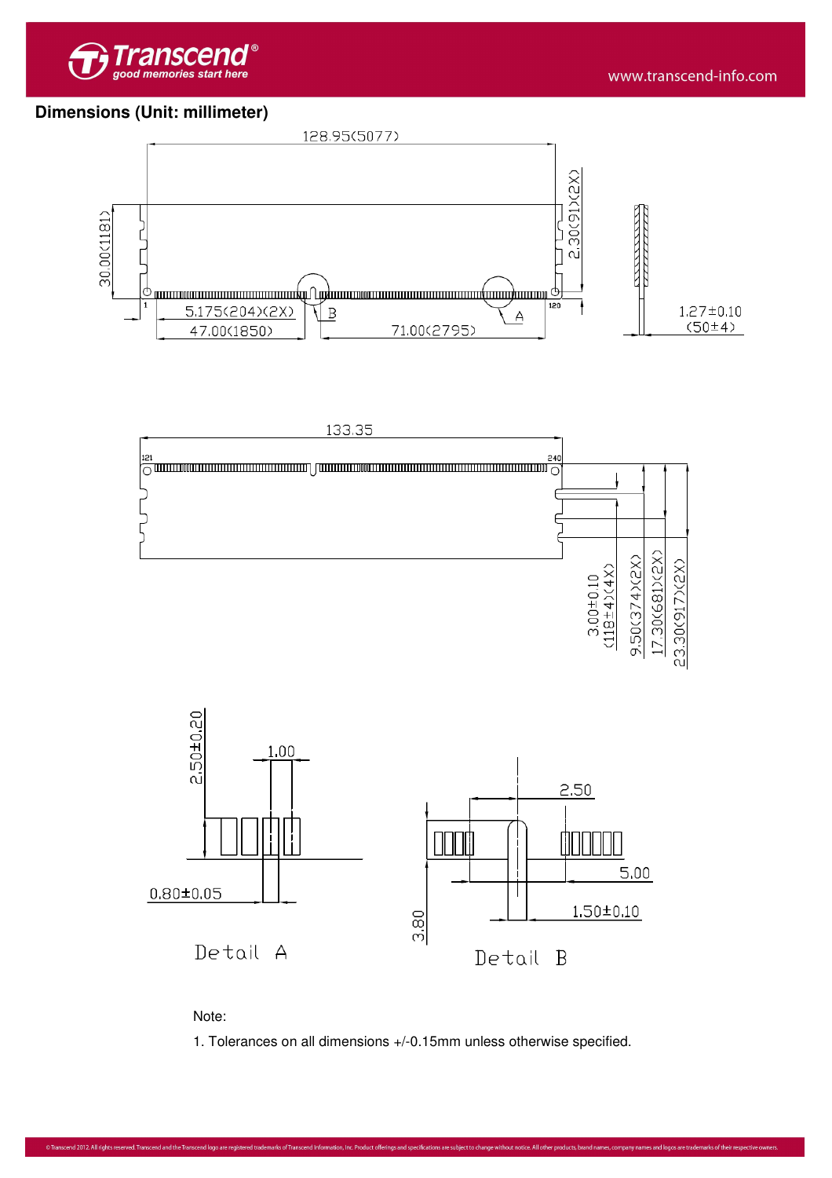## Dimensions (Unit: millimeter)

128.95(5077)

30.00(1181)

2.30(91)(2X)

5.175(204)(2X)

47.00(1850)

71.00(2795)

B

A

1

120

1.27±0.10 (50±4)

133.35

121

240

3.00±0.10 (118±4)(4X)

9.50(374)(2X)

17.30(681)(2X)

23.30(917)(2X)

2.50±0.20

1.00

0.80±0.05

Detail A

2.50

5.00

1.50±0.10

3.80

Detail B

Note:

1. Tolerances on all dimensions +/-0.15mm unless otherwise specified.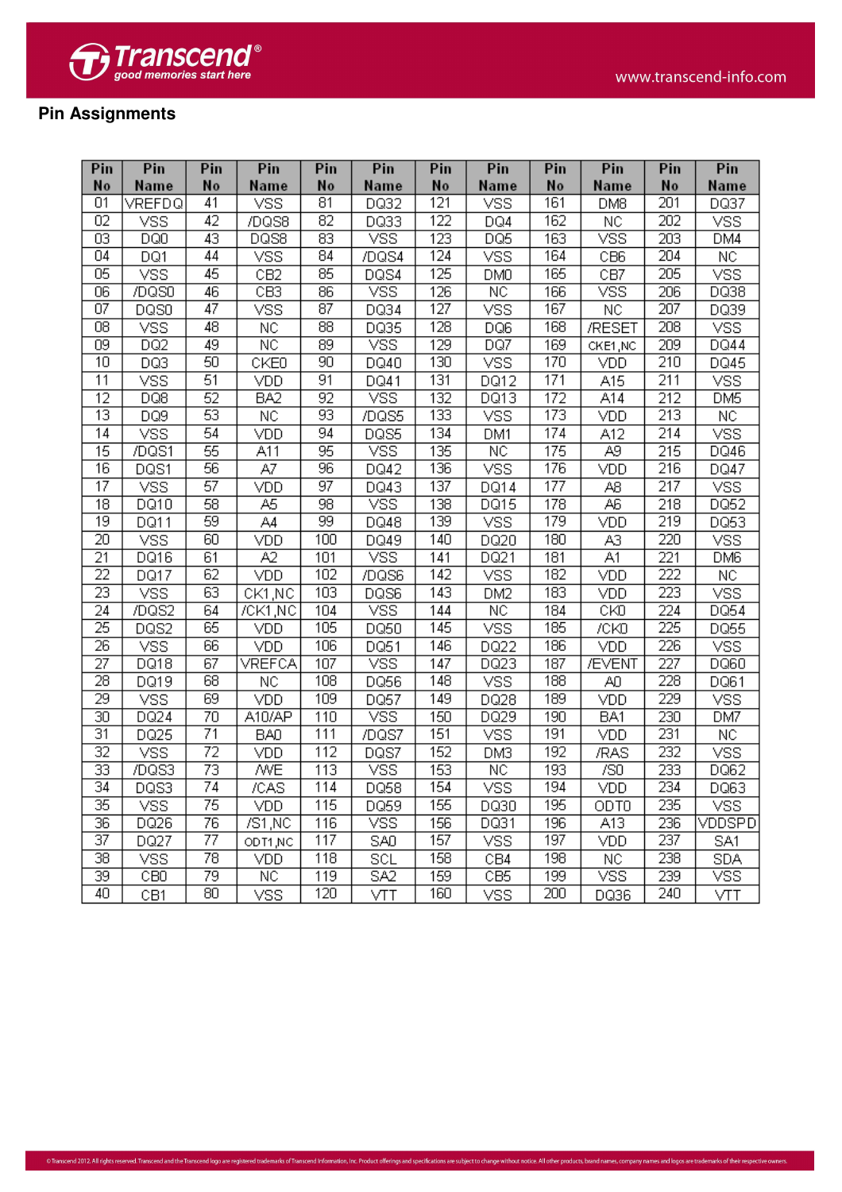## Pin Assignments

| Pin No | Pin Name | Pin No | Pin Name | Pin No | Pin Name | Pin No | Pin Name | Pin No | Pin Name | Pin No | Pin Name |
|---|---|---|---|---|---|---|---|---|---|---|---|
| 01 | VREFDQ | 41 | VSS | 81 | DQ32 | 121 | VSS | 161 | DM8 | 201 | DQ37 |
| 02 | VSS | 42 | /DQS8 | 82 | DQ33 | 122 | DQ4 | 162 | NC | 202 | VSS |
| 03 | DQ0 | 43 | DQS8 | 83 | VSS | 123 | DQ5 | 163 | VSS | 203 | DM4 |
| 04 | DQ1 | 44 | VSS | 84 | /DQS4 | 124 | VSS | 164 | CB6 | 204 | NC |
| 05 | VSS | 45 | CB2 | 85 | DQS4 | 125 | DM0 | 165 | CB7 | 205 | VSS |
| 06 | /DQS0 | 46 | CB3 | 86 | VSS | 126 | NC | 166 | VSS | 206 | DQ38 |
| 07 | DQS0 | 47 | VSS | 87 | DQ34 | 127 | VSS | 167 | NC | 207 | DQ39 |
| 08 | VSS | 48 | NC | 88 | DQ35 | 128 | DQ6 | 168 | /RESET | 208 | VSS |
| 09 | DQ2 | 49 | NC | 89 | VSS | 129 | DQ7 | 169 | CKE1,NC | 209 | DQ44 |
| 10 | DQ3 | 50 | CKE0 | 90 | DQ40 | 130 | VSS | 170 | VDD | 210 | DQ45 |
| 11 | VSS | 51 | VDD | 91 | DQ41 | 131 | DQ12 | 171 | A15 | 211 | VSS |
| 12 | DQ8 | 52 | BA2 | 92 | VSS | 132 | DQ13 | 172 | A14 | 212 | DM5 |
| 13 | DQ9 | 53 | NC | 93 | /DQS5 | 133 | VSS | 173 | VDD | 213 | NC |
| 14 | VSS | 54 | VDD | 94 | DQS5 | 134 | DM1 | 174 | A12 | 214 | VSS |
| 15 | /DQS1 | 55 | A11 | 95 | VSS | 135 | NC | 175 | A9 | 215 | DQ46 |
| 16 | DQS1 | 56 | A7 | 96 | DQ42 | 136 | VSS | 176 | VDD | 216 | DQ47 |
| 17 | VSS | 57 | VDD | 97 | DQ43 | 137 | DQ14 | 177 | A8 | 217 | VSS |
| 18 | DQ10 | 58 | A5 | 98 | VSS | 138 | DQ15 | 178 | A6 | 218 | DQ52 |
| 19 | DQ11 | 59 | A4 | 99 | DQ48 | 139 | VSS | 179 | VDD | 219 | DQ53 |
| 20 | VSS | 60 | VDD | 100 | DQ49 | 140 | DQ20 | 180 | A3 | 220 | VSS |
| 21 | DQ16 | 61 | A2 | 101 | VSS | 141 | DQ21 | 181 | A1 | 221 | DM6 |
| 22 | DQ17 | 62 | VDD | 102 | /DQS6 | 142 | VSS | 182 | VDD | 222 | NC |
| 23 | VSS | 63 | CK1,NC | 103 | DQS6 | 143 | DM2 | 183 | VDD | 223 | VSS |
| 24 | /DQS2 | 64 | /CK1,NC | 104 | VSS | 144 | NC | 184 | CK0 | 224 | DQ54 |
| 25 | DQS2 | 65 | VDD | 105 | DQ50 | 145 | VSS | 185 | /CK0 | 225 | DQ55 |
| 26 | VSS | 66 | VDD | 106 | DQ51 | 146 | DQ22 | 186 | VDD | 226 | VSS |
| 27 | DQ18 | 67 | VREFCA | 107 | VSS | 147 | DQ23 | 187 | /EVENT | 227 | DQ60 |
| 28 | DQ19 | 68 | NC | 108 | DQ56 | 148 | VSS | 188 | A0 | 228 | DQ61 |
| 29 | VSS | 69 | VDD | 109 | DQ57 | 149 | DQ28 | 189 | VDD | 229 | VSS |
| 30 | DQ24 | 70 | A10/AP | 110 | VSS | 150 | DQ29 | 190 | BA1 | 230 | DM7 |
| 31 | DQ25 | 71 | BA0 | 111 | /DQS7 | 151 | VSS | 191 | VDD | 231 | NC |
| 32 | VSS | 72 | VDD | 112 | DQS7 | 152 | DM3 | 192 | /RAS | 232 | VSS |
| 33 | /DQS3 | 73 | /WE | 113 | VSS | 153 | NC | 193 | /S0 | 233 | DQ62 |
| 34 | DQS3 | 74 | /CAS | 114 | DQ58 | 154 | VSS | 194 | VDD | 234 | DQ63 |
| 35 | VSS | 75 | VDD | 115 | DQ59 | 155 | DQ30 | 195 | ODT0 | 235 | VSS |
| 36 | DQ26 | 76 | /S1,NC | 116 | VSS | 156 | DQ31 | 196 | A13 | 236 | VDDSPD |
| 37 | DQ27 | 77 | ODT1,NC | 117 | SA0 | 157 | VSS | 197 | VDD | 237 | SA1 |
| 38 | VSS | 78 | VDD | 118 | SCL | 158 | CB4 | 198 | NC | 238 | SDA |
| 39 | CB0 | 79 | NC | 119 | SA2 | 159 | CB5 | 199 | VSS | 239 | VSS |
| 40 | CB1 | 80 | VSS | 120 | VTT | 160 | VSS | 200 | DQ36 | 240 | VTT |